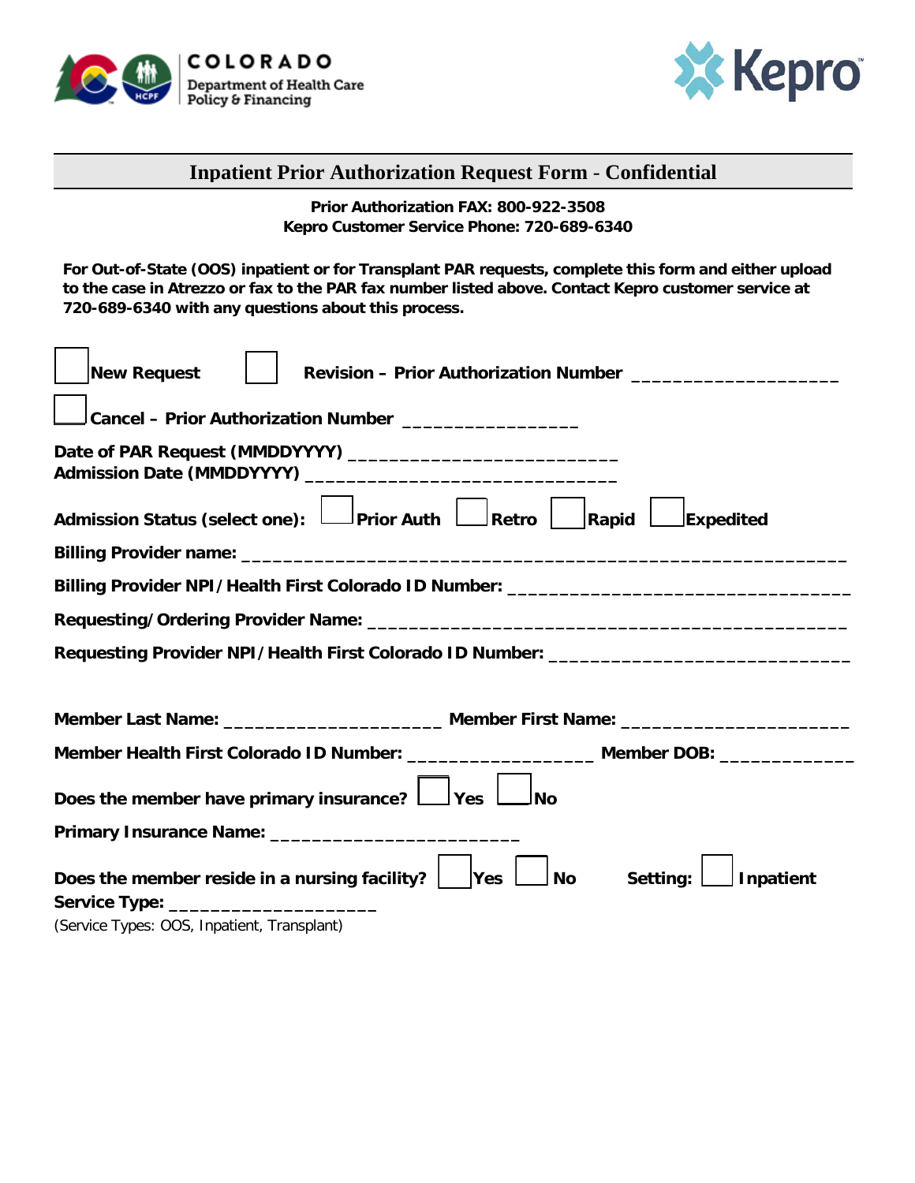COLORADO
Department of Health Care Policy & Financing

Kepro

# Inpatient Prior Authorization Request Form - Confidential

**Prior Authorization FAX: 800-922-3508**
**Kepro Customer Service Phone: 720-689-6340**

**For Out-of-State (OOS) inpatient or for Transplant PAR requests, complete this form and either upload to the case in Atrezzo or fax to the PAR fax number listed above. Contact Kepro customer service at 720-689-6340 with any questions about this process.**

☐ **New Request** ☐ **Revision – Prior Authorization Number** ____________________

☐ **Cancel – Prior Authorization Number** ________________

**Date of PAR Request (MMDDYYYY)** __________________________
**Admission Date (MMDDYYYY)** ______________________________

**Admission Status (select one):** ☐ **Prior Auth** ☐ **Retro** ☐ **Rapid** ☐ **Expedited**

**Billing Provider name:** ___________________________________________________________

**Billing Provider NPI/Health First Colorado ID Number:** _________________________________

**Requesting/Ordering Provider Name:** _______________________________________________

**Requesting Provider NPI/Health First Colorado ID Number:** _____________________________

**Member Last Name:** _____________________ **Member First Name:** ______________________

**Member Health First Colorado ID Number:** __________________ **Member DOB:** _____________

**Does the member have primary insurance?** ☐ **Yes** ☐ **No**

**Primary Insurance Name:** ________________________

**Does the member reside in a nursing facility?** ☐ **Yes** ☐ **No** **Setting:** ☐ **Inpatient**

**Service Type:** ____________________
(Service Types: OOS, Inpatient, Transplant)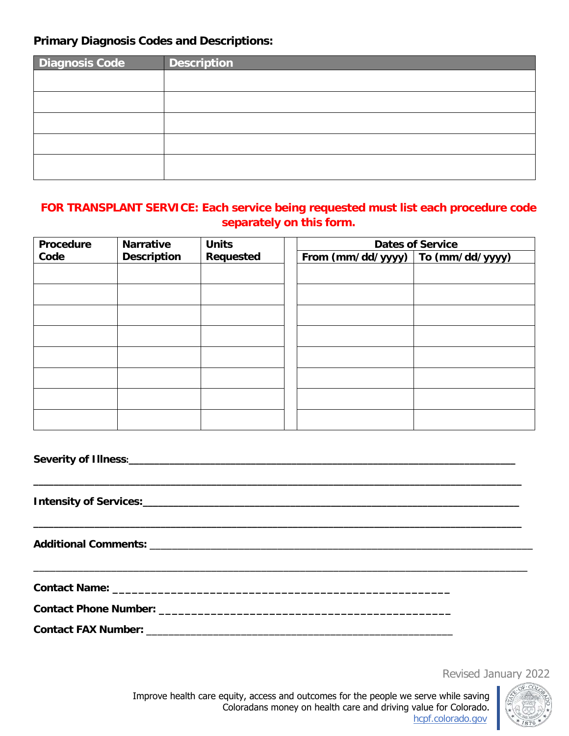**Primary Diagnosis Codes and Descriptions:**

| Diagnosis Code | Description |
|---|---|
| | |
| | |
| | |
| | |
| | |

**FOR TRANSPLANT SERVICE: Each service being requested must list each procedure code separately on this form.**

| Procedure Code | Narrative Description | Units Requested | Dates of Service | |
|---|---|---|---|---|
| | | | From (mm/dd/yyyy) | To (mm/dd/yyyy) |
| | | | | |
| | | | | |
| | | | | |
| | | | | |
| | | | | |
| | | | | |
| | | | | |
| | | | | |

**Severity of Illness**:______________________________________________________________

______________________________________________________________________________

**Intensity of Services:**___________________________________________________________

______________________________________________________________________________

**Additional Comments:** ____________________________________________________________

______________________________________________________________________________

**Contact Name:** __________________________________________________

**Contact Phone Number:** ___________________________________________

**Contact FAX Number:** _____________________________________________

Revised January 2022

Improve health care equity, access and outcomes for the people we serve while saving Coloradans money on health care and driving value for Colorado.
hcpf.colorado.gov